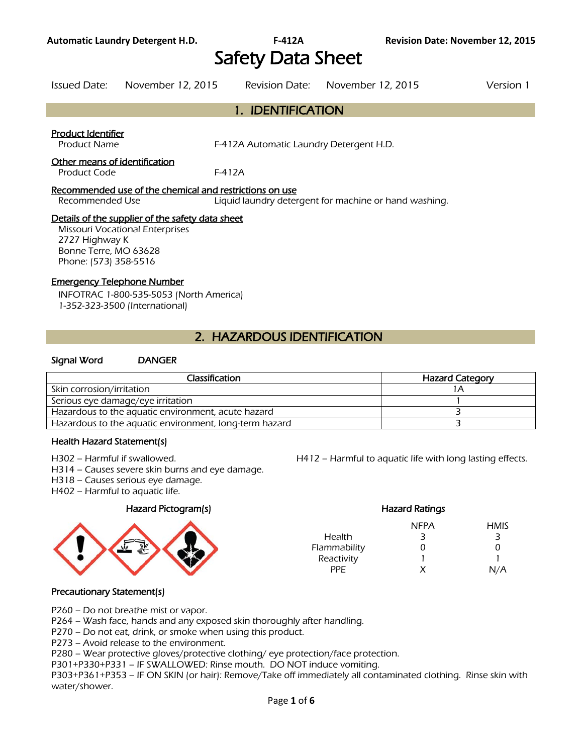# Safety Data Sheet

Issued Date: November 12, 2015 | Revision Date: November 12, 2015 | Version 1

## 1. IDENTIFICATION

**Product Identifier**

Product Name: F-412A Automatic Laundry Detergent H.D.

**Other means of identification**

Product Code: F-412A

**Recommended use of the chemical and restrictions on use**

Recommended Use: Liquid laundry detergent for machine or hand washing.

**Details of the supplier of the safety data sheet**

Missouri Vocational Enterprises
2727 Highway K
Bonne Terre, MO 63628
Phone: (573) 358-5516

**Emergency Telephone Number**

INFOTRAC 1-800-535-5053 (North America)
1-352-323-3500 (International)

## 2. HAZARDOUS IDENTIFICATION

**Signal Word** DANGER

| Classification | Hazard Category |
|---|---|
| Skin corrosion/irritation | 1A |
| Serious eye damage/eye irritation | 1 |
| Hazardous to the aquatic environment, acute hazard | 3 |
| Hazardous to the aquatic environment, long-term hazard | 3 |

### Health Hazard Statement(s)

H302 – Harmful if swallowed.
H314 – Causes severe skin burns and eye damage.
H318 – Causes serious eye damage.
H402 – Harmful to aquatic life.
H412 – Harmful to aquatic life with long lasting effects.

### Hazard Pictogram(s)

### Hazard Ratings

| | NFPA | HMIS |
|---|---|---|
| Health | 3 | 3 |
| Flammability | 0 | 0 |
| Reactivity | 1 | 1 |
| PPE | X | N/A |

### Precautionary Statement(s)

P260 – Do not breathe mist or vapor.
P264 – Wash face, hands and any exposed skin thoroughly after handling.
P270 – Do not eat, drink, or smoke when using this product.
P273 – Avoid release to the environment.
P280 – Wear protective gloves/protective clothing/ eye protection/face protection.
P301+P330+P331 – IF SWALLOWED: Rinse mouth. DO NOT induce vomiting.
P303+P361+P353 – IF ON SKIN (or hair): Remove/Take off immediately all contaminated clothing. Rinse skin with water/shower.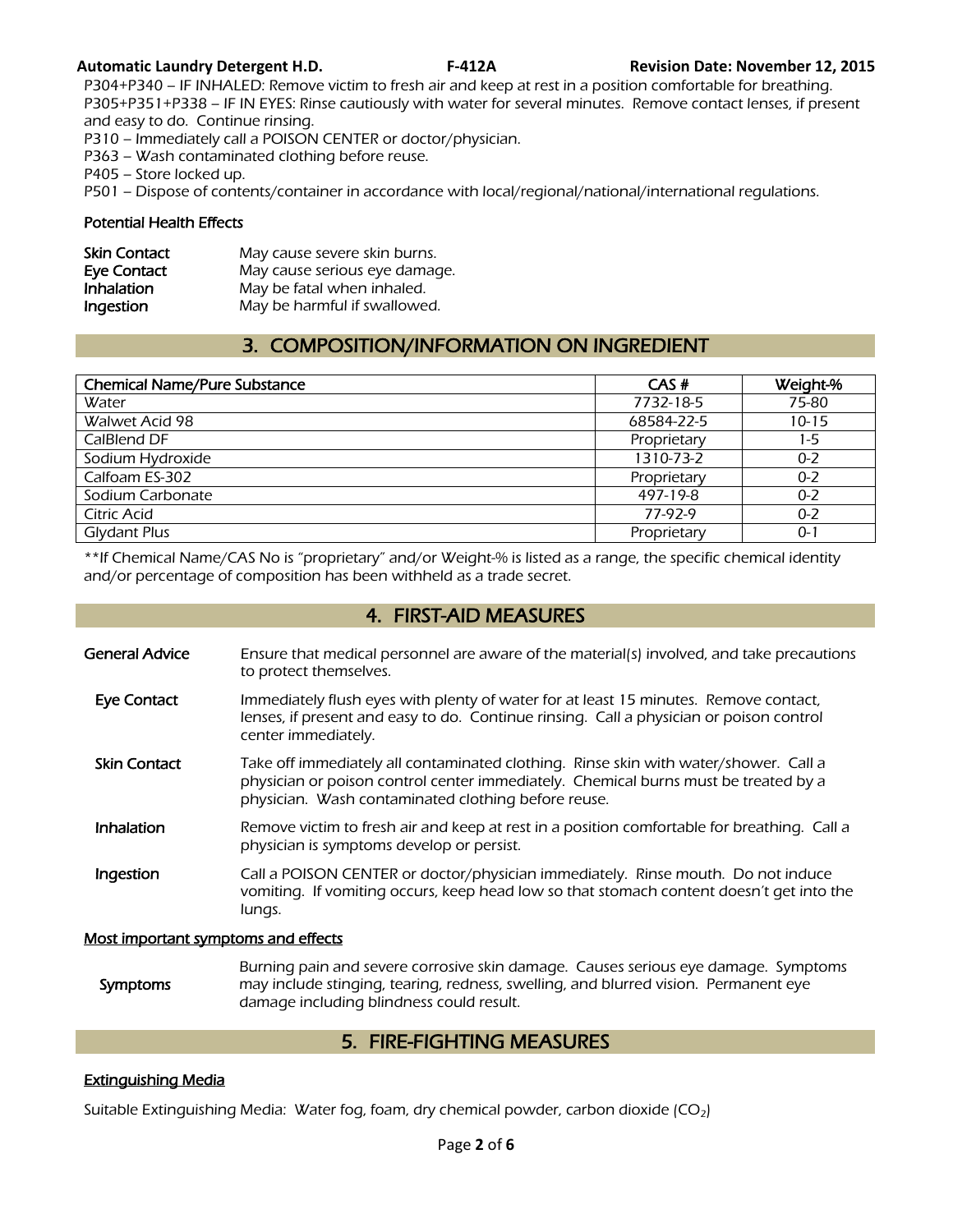P304+P340 – IF INHALED: Remove victim to fresh air and keep at rest in a position comfortable for breathing.
P305+P351+P338 – IF IN EYES: Rinse cautiously with water for several minutes. Remove contact lenses, if present and easy to do. Continue rinsing.
P310 – Immediately call a POISON CENTER or doctor/physician.
P363 – Wash contaminated clothing before reuse.
P405 – Store locked up.
P501 – Dispose of contents/container in accordance with local/regional/national/international regulations.

### Potential Health Effects

| | |
|---|---|
| **Skin Contact** | May cause severe skin burns. |
| **Eye Contact** | May cause serious eye damage. |
| **Inhalation** | May be fatal when inhaled. |
| **Ingestion** | May be harmful if swallowed. |

## 3. COMPOSITION/INFORMATION ON INGREDIENT

| Chemical Name/Pure Substance | CAS # | Weight-% |
|---|---|---|
| Water | 7732-18-5 | 75-80 |
| Walwet Acid 98 | 68584-22-5 | 10-15 |
| CalBlend DF | Proprietary | 1-5 |
| Sodium Hydroxide | 1310-73-2 | 0-2 |
| Calfoam ES-302 | Proprietary | 0-2 |
| Sodium Carbonate | 497-19-8 | 0-2 |
| Citric Acid | 77-92-9 | 0-2 |
| Glydant Plus | Proprietary | 0-1 |

**If Chemical Name/CAS No is "proprietary" and/or Weight-% is listed as a range, the specific chemical identity and/or percentage of composition has been withheld as a trade secret.

## 4. FIRST-AID MEASURES

**General Advice** Ensure that medical personnel are aware of the material(s) involved, and take precautions to protect themselves.

**Eye Contact** Immediately flush eyes with plenty of water for at least 15 minutes. Remove contact, lenses, if present and easy to do. Continue rinsing. Call a physician or poison control center immediately.

**Skin Contact** Take off immediately all contaminated clothing. Rinse skin with water/shower. Call a physician or poison control center immediately. Chemical burns must be treated by a physician. Wash contaminated clothing before reuse.

**Inhalation** Remove victim to fresh air and keep at rest in a position comfortable for breathing. Call a physician is symptoms develop or persist.

**Ingestion** Call a POISON CENTER or doctor/physician immediately. Rinse mouth. Do not induce vomiting. If vomiting occurs, keep head low so that stomach content doesn't get into the lungs.

### Most important symptoms and effects

**Symptoms** Burning pain and severe corrosive skin damage. Causes serious eye damage. Symptoms may include stinging, tearing, redness, swelling, and blurred vision. Permanent eye damage including blindness could result.

## 5. FIRE-FIGHTING MEASURES

### Extinguishing Media

Suitable Extinguishing Media: Water fog, foam, dry chemical powder, carbon dioxide ($CO_2$)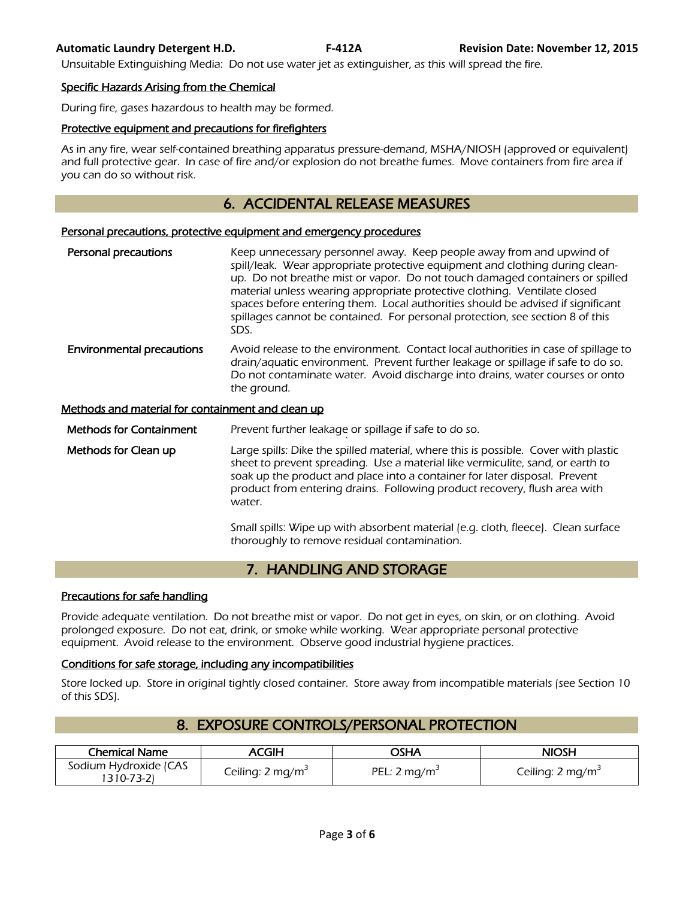Unsuitable Extinguishing Media: Do not use water jet as extinguisher, as this will spread the fire.

### Specific Hazards Arising from the Chemical

During fire, gases hazardous to health may be formed.

### Protective equipment and precautions for firefighters

As in any fire, wear self-contained breathing apparatus pressure-demand, MSHA/NIOSH (approved or equivalent) and full protective gear. In case of fire and/or explosion do not breathe fumes. Move containers from fire area if you can do so without risk.

## 6. ACCIDENTAL RELEASE MEASURES

### Personal precautions, protective equipment and emergency procedures

**Personal precautions**

Keep unnecessary personnel away. Keep people away from and upwind of spill/leak. Wear appropriate protective equipment and clothing during clean-up. Do not breathe mist or vapor. Do not touch damaged containers or spilled material unless wearing appropriate protective clothing. Ventilate closed spaces before entering them. Local authorities should be advised if significant spillages cannot be contained. For personal protection, see section 8 of this SDS.

**Environmental precautions**

Avoid release to the environment. Contact local authorities in case of spillage to drain/aquatic environment. Prevent further leakage or spillage if safe to do so. Do not contaminate water. Avoid discharge into drains, water courses or onto the ground.

### Methods and material for containment and clean up

**Methods for Containment**

Prevent further leakage or spillage if safe to do so.

**Methods for Clean up**

Large spills: Dike the spilled material, where this is possible. Cover with plastic sheet to prevent spreading. Use a material like vermiculite, sand, or earth to soak up the product and place into a container for later disposal. Prevent product from entering drains. Following product recovery, flush area with water.

Small spills: Wipe up with absorbent material (e.g. cloth, fleece). Clean surface thoroughly to remove residual contamination.

## 7. HANDLING AND STORAGE

### Precautions for safe handling

Provide adequate ventilation. Do not breathe mist or vapor. Do not get in eyes, on skin, or on clothing. Avoid prolonged exposure. Do not eat, drink, or smoke while working. Wear appropriate personal protective equipment. Avoid release to the environment. Observe good industrial hygiene practices.

### Conditions for safe storage, including any incompatibilities

Store locked up. Store in original tightly closed container. Store away from incompatible materials (see Section 10 of this SDS).

## 8. EXPOSURE CONTROLS/PERSONAL PROTECTION

| Chemical Name | ACGIH | OSHA | NIOSH |
| --- | --- | --- | --- |
| Sodium Hydroxide (CAS 1310-73-2) | Ceiling: 2 mg/$m^3$ | PEL: 2 mg/$m^3$ | Ceiling: 2 mg/$m^3$ |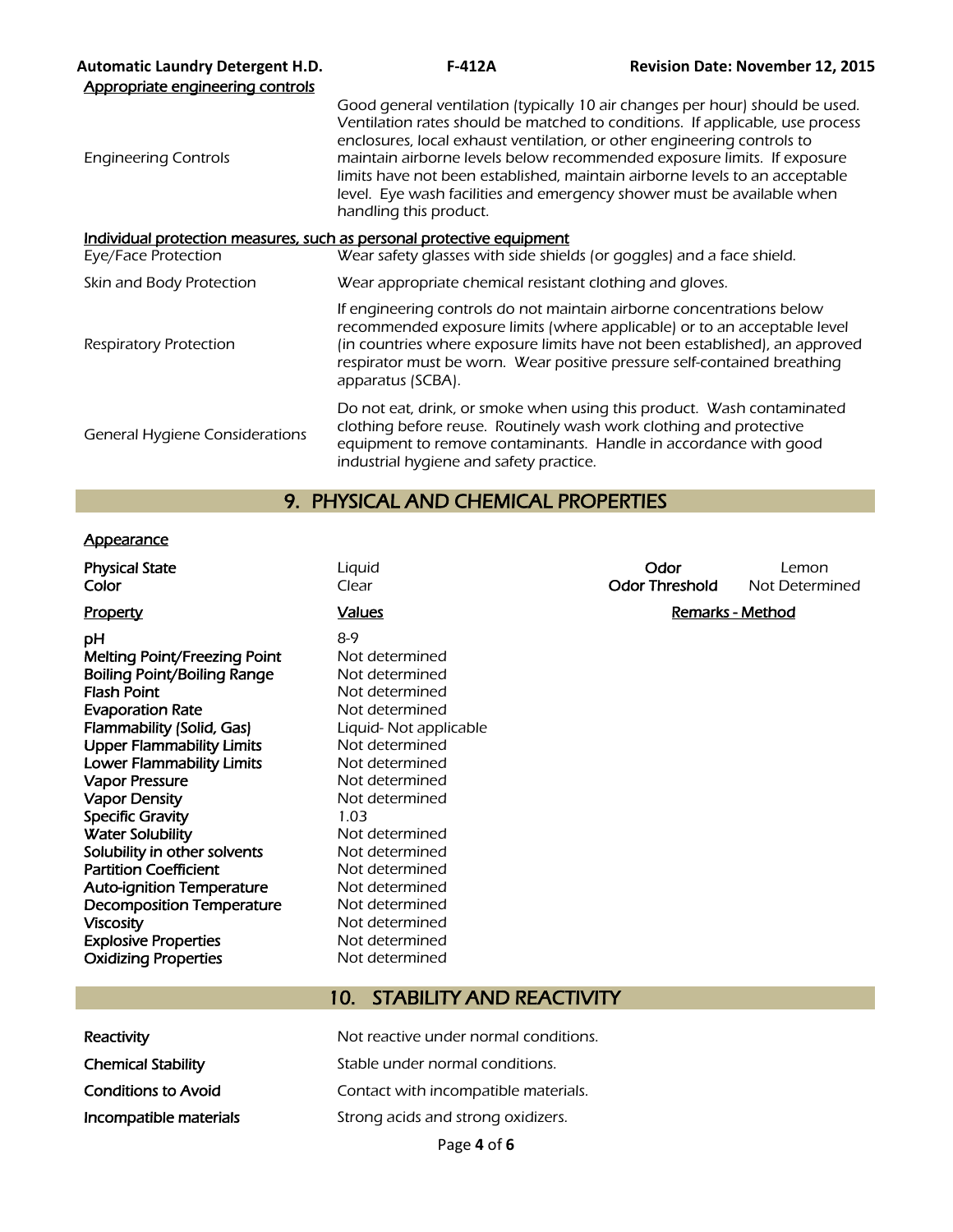### Appropriate engineering controls

| | |
|---|---|
| Engineering Controls | Good general ventilation (typically 10 air changes per hour) should be used. Ventilation rates should be matched to conditions. If applicable, use process enclosures, local exhaust ventilation, or other engineering controls to maintain airborne levels below recommended exposure limits. If exposure limits have not been established, maintain airborne levels to an acceptable level. Eye wash facilities and emergency shower must be available when handling this product. |

### Individual protection measures, such as personal protective equipment

| | |
|---|---|
| Eye/Face Protection | Wear safety glasses with side shields (or goggles) and a face shield. |
| Skin and Body Protection | Wear appropriate chemical resistant clothing and gloves. |
| Respiratory Protection | If engineering controls do not maintain airborne concentrations below recommended exposure limits (where applicable) or to an acceptable level (in countries where exposure limits have not been established), an approved respirator must be worn. Wear positive pressure self-contained breathing apparatus (SCBA). |
| General Hygiene Considerations | Do not eat, drink, or smoke when using this product. Wash contaminated clothing before reuse. Routinely wash work clothing and protective equipment to remove contaminants. Handle in accordance with good industrial hygiene and safety practice. |

## 9. PHYSICAL AND CHEMICAL PROPERTIES

### Appearance

| | | | |
|---|---|---|---|
| **Physical State** | Liquid | **Odor** | Lemon |
| **Color** | Clear | **Odor Threshold** | Not Determined |

| Property | Values | Remarks - Method |
|---|---|---|
| **pH** | 8-9 | |
| **Melting Point/Freezing Point** | Not determined | |
| **Boiling Point/Boiling Range** | Not determined | |
| **Flash Point** | Not determined | |
| **Evaporation Rate** | Not determined | |
| **Flammability (Solid, Gas)** | Liquid- Not applicable | |
| **Upper Flammability Limits** | Not determined | |
| **Lower Flammability Limits** | Not determined | |
| **Vapor Pressure** | Not determined | |
| **Vapor Density** | Not determined | |
| **Specific Gravity** | 1.03 | |
| **Water Solubility** | Not determined | |
| **Solubility in other solvents** | Not determined | |
| **Partition Coefficient** | Not determined | |
| **Auto-ignition Temperature** | Not determined | |
| **Decomposition Temperature** | Not determined | |
| **Viscosity** | Not determined | |
| **Explosive Properties** | Not determined | |
| **Oxidizing Properties** | Not determined | |

## 10. STABILITY AND REACTIVITY

| | |
|---|---|
| **Reactivity** | Not reactive under normal conditions. |
| **Chemical Stability** | Stable under normal conditions. |
| **Conditions to Avoid** | Contact with incompatible materials. |
| **Incompatible materials** | Strong acids and strong oxidizers. |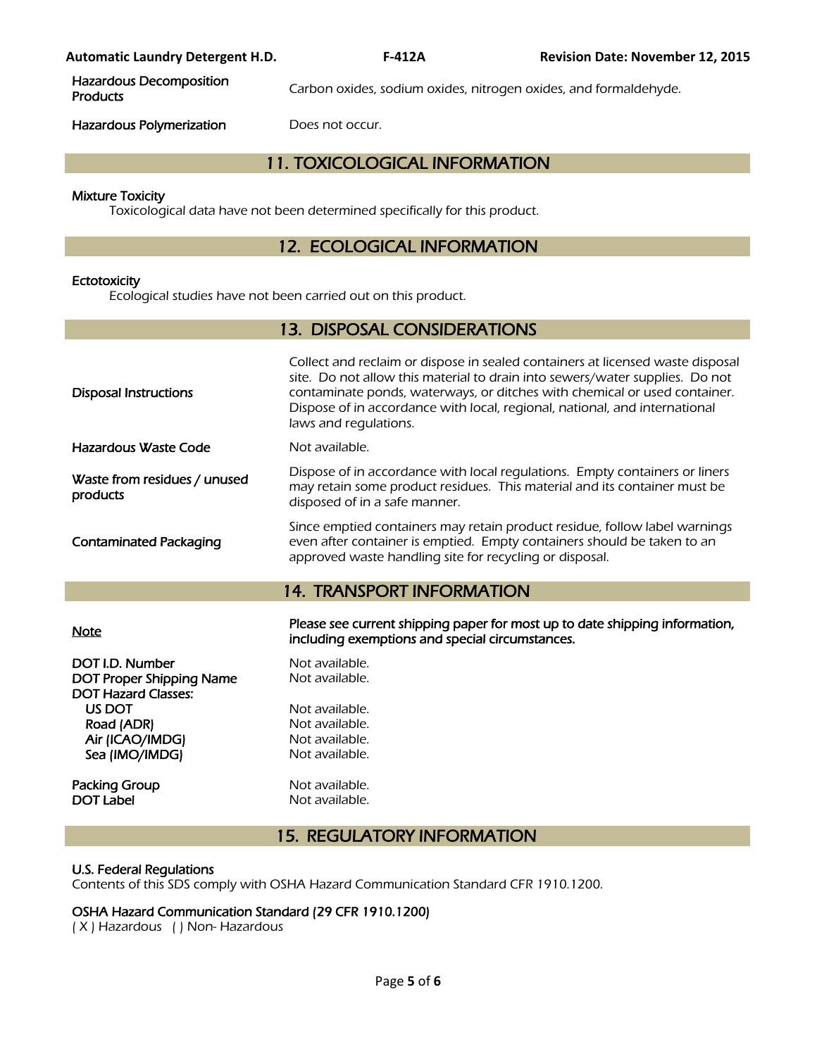| | |
|---|---|
| **Hazardous Decomposition Products** | Carbon oxides, sodium oxides, nitrogen oxides, and formaldehyde. |
| **Hazardous Polymerization** | Does not occur. |

## 11. TOXICOLOGICAL INFORMATION

**Mixture Toxicity**

Toxicological data have not been determined specifically for this product.

## 12. ECOLOGICAL INFORMATION

**Ectotoxicity**

Ecological studies have not been carried out on this product.

## 13. DISPOSAL CONSIDERATIONS

| | |
|---|---|
| **Disposal Instructions** | Collect and reclaim or dispose in sealed containers at licensed waste disposal site. Do not allow this material to drain into sewers/water supplies. Do not contaminate ponds, waterways, or ditches with chemical or used container. Dispose of in accordance with local, regional, national, and international laws and regulations. |
| **Hazardous Waste Code** | Not available. |
| **Waste from residues / unused products** | Dispose of in accordance with local regulations. Empty containers or liners may retain some product residues. This material and its container must be disposed of in a safe manner. |
| **Contaminated Packaging** | Since emptied containers may retain product residue, follow label warnings even after container is emptied. Empty containers should be taken to an approved waste handling site for recycling or disposal. |

## 14. TRANSPORT INFORMATION

| | |
|---|---|
| **Note** | **Please see current shipping paper for most up to date shipping information, including exemptions and special circumstances.** |
| **DOT I.D. Number** | Not available. |
| **DOT Proper Shipping Name** | Not available. |
| **DOT Hazard Classes:** | |
| US DOT | Not available. |
| Road (ADR) | Not available. |
| Air (ICAO/IMDG) | Not available. |
| Sea (IMO/IMDG) | Not available. |
| **Packing Group** | Not available. |
| **DOT Label** | Not available. |

## 15. REGULATORY INFORMATION

**U.S. Federal Regulations**

Contents of this SDS comply with OSHA Hazard Communication Standard CFR 1910.1200.

**OSHA Hazard Communication Standard (29 CFR 1910.1200)**

( X ) Hazardous ( ) Non- Hazardous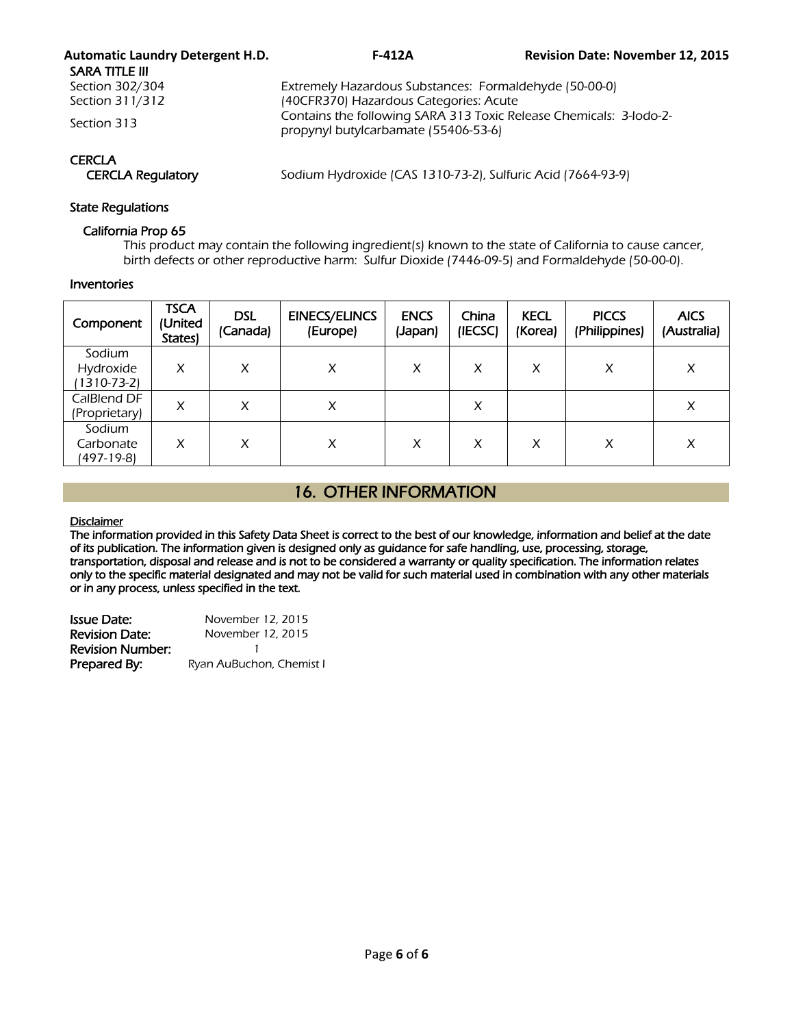SARA TITLE III

| | |
|---|---|
| Section 302/304 | Extremely Hazardous Substances: Formaldehyde (50-00-0) |
| Section 311/312 | (40CFR370) Hazardous Categories: Acute |
| Section 313 | Contains the following SARA 313 Toxic Release Chemicals: 3-Iodo-2-propynyl butylcarbamate (55406-53-6) |

CERCLA

| | |
|---|---|
| CERCLA Regulatory | Sodium Hydroxide (CAS 1310-73-2), Sulfuric Acid (7664-93-9) |

State Regulations

California Prop 65

*This product may contain the following ingredient(s) known to the state of California to cause cancer, birth defects or other reproductive harm: Sulfur Dioxide (7446-09-5) and Formaldehyde (50-00-0).*

Inventories

| Component | TSCA (United States) | DSL (Canada) | EINECS/ELINCS (Europe) | ENCS (Japan) | China (IECSC) | KECL (Korea) | PICCS (Philippines) | AICS (Australia) |
|---|---|---|---|---|---|---|---|---|
| Sodium Hydroxide (1310-73-2) | X | X | X | X | X | X | X | X |
| CalBlend DF (Proprietary) | X | X | X | | X | | | X |
| Sodium Carbonate (497-19-8) | X | X | X | X | X | X | X | X |

## 16. OTHER INFORMATION

Disclaimer

**The information provided in this Safety Data Sheet is correct to the best of our knowledge, information and belief at the date of its publication. The information given is designed only as guidance for safe handling, use, processing, storage, transportation, disposal and release and is not to be considered a warranty or quality specification. The information relates only to the specific material designated and may not be valid for such material used in combination with any other materials or in any process, unless specified in the text.**

| | |
|---|---|
| **Issue Date:** | November 12, 2015 |
| **Revision Date:** | November 12, 2015 |
| **Revision Number:** | 1 |
| **Prepared By:** | Ryan AuBuchon, Chemist I |